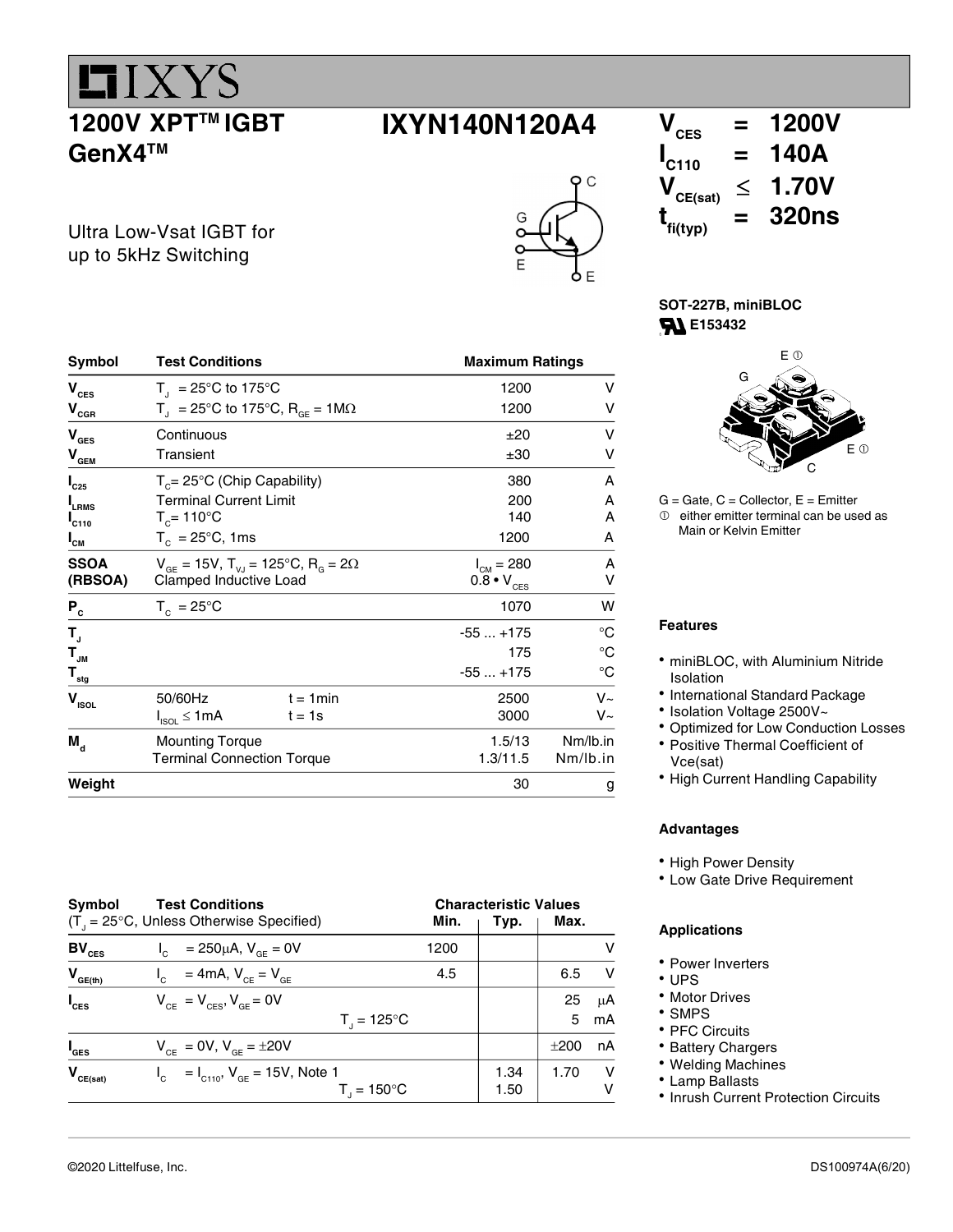# IXYS

## 1200V XPT™ IGBT GenX4™

## IXYN140N120A4

Ultra Low-Vsat IGBT for up to 5kHz Switching

$V_{CES}$ = 1200V
$I_{C110}$ = 140A
$V_{CE(sat)}$ ≤ 1.70V
$t_{fi(typ)}$ = 320ns

**SOT-227B, miniBLOC**
E153432

| Symbol | Test Conditions | | Maximum Ratings | |
|---|---|---|---|---|
| $V_{CES}$ | $T_J$ = 25°C to 175°C | | 1200 | V |
| $V_{CGR}$ | $T_J$ = 25°C to 175°C, $R_{GE}$ = 1MΩ | | 1200 | V |
| $V_{GES}$ | Continuous | | ±20 | V |
| $V_{GEM}$ | Transient | | ±30 | V |
| $I_{C25}$ | $T_C$= 25°C (Chip Capability) | | 380 | A |
| $I_{LRMS}$ | Terminal Current Limit | | 200 | A |
| $I_{C110}$ | $T_C$= 110°C | | 140 | A |
| $I_{CM}$ | $T_C$ = 25°C, 1ms | | 1200 | A |
| SSOA (RBSOA) | $V_{GE}$ = 15V, $T_{VJ}$ = 125°C, $R_G$ = 2Ω Clamped Inductive Load | | $I_{CM}$ = 280 / 0.8 • $V_{CES}$ | A / V |
| $P_C$ | $T_C$ = 25°C | | 1070 | W |
| $T_J$ | | | -55 ... +175 | °C |
| $T_{JM}$ | | | 175 | °C |
| $T_{stg}$ | | | -55 ... +175 | °C |
| $V_{ISOL}$ | 50/60Hz | t = 1min | 2500 | V~ |
| | $I_{ISOL}$ ≤ 1mA | t = 1s | 3000 | V~ |
| $M_d$ | Mounting Torque | | 1.5/13 | Nm/lb.in |
| | Terminal Connection Torque | | 1.3/11.5 | Nm/lb.in |
| Weight | | | 30 | g |

G = Gate, C = Collector, E = Emitter
① either emitter terminal can be used as Main or Kelvin Emitter

### Features

- miniBLOC, with Aluminium Nitride Isolation
- International Standard Package
- Isolation Voltage 2500V~
- Optimized for Low Conduction Losses
- Positive Thermal Coefficient of Vce(sat)
- High Current Handling Capability

### Advantages

- High Power Density
- Low Gate Drive Requirement

### Applications

- Power Inverters
- UPS
- Motor Drives
- SMPS
- PFC Circuits
- Battery Chargers
- Welding Machines
- Lamp Ballasts
- Inrush Current Protection Circuits

| Symbol | Test Conditions ($T_J$ = 25°C, Unless Otherwise Specified) | Min. | Typ. | Max. | |
|---|---|---|---|---|---|
| $BV_{CES}$ | $I_C$ = 250μA, $V_{GE}$ = 0V | 1200 | | | V |
| $V_{GE(th)}$ | $I_C$ = 4mA, $V_{CE}$ = $V_{GE}$ | 4.5 | | 6.5 | V |
| $I_{CES}$ | $V_{CE}$ = $V_{CES}$, $V_{GE}$ = 0V | | | 25 | μA |
| | $T_J$ = 125°C | | | 5 | mA |
| $I_{GES}$ | $V_{CE}$ = 0V, $V_{GE}$ = ±20V | | | ±200 | nA |
| $V_{CE(sat)}$ | $I_C$ = $I_{C110}$, $V_{GE}$ = 15V, Note 1 | | 1.34 | 1.70 | V |
| | $T_J$ = 150°C | | 1.50 | | V |

©2020 Littelfuse, Inc. DS100974A(6/20)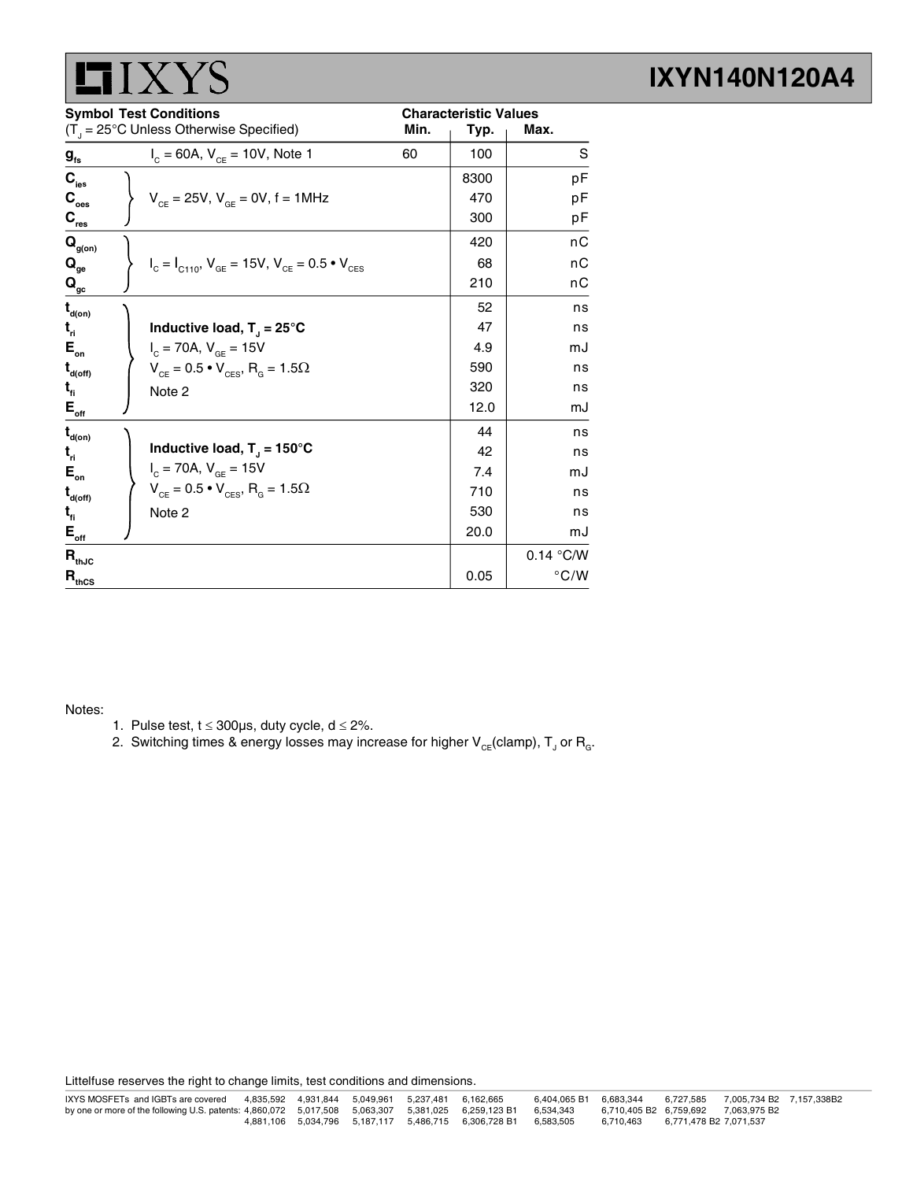| Symbol | Test Conditions ($T_J$ = 25°C Unless Otherwise Specified) | Characteristic Values Min. | Typ. | Max. |
|---|---|---|---|---|
| $g_{fs}$ | $I_C$ = 60A, $V_{CE}$ = 10V, Note 1 | 60 | 100 | S |
| $C_{ies}$ | $V_{CE}$ = 25V, $V_{GE}$ = 0V, f = 1MHz | | 8300 | pF |
| $C_{oes}$ | | | 470 | pF |
| $C_{res}$ | | | 300 | pF |
| $Q_{g(on)}$ | $I_C = I_{C110}$, $V_{GE}$ = 15V, $V_{CE}$ = 0.5 • $V_{CES}$ | | 420 | nC |
| $Q_{ge}$ | | | 68 | nC |
| $Q_{gc}$ | | | 210 | nC |
| $t_{d(on)}$ | **Inductive load, $T_J$ = 25°C** | | 52 | ns |
| $t_{ri}$ | $I_C$ = 70A, $V_{GE}$ = 15V | | 47 | ns |
| $E_{on}$ | $V_{CE}$ = 0.5 • $V_{CES}$, $R_G$ = 1.5Ω | | 4.9 | mJ |
| $t_{d(off)}$ | Note 2 | | 590 | ns |
| $t_{fi}$ | | | 320 | ns |
| $E_{off}$ | | | 12.0 | mJ |
| $t_{d(on)}$ | **Inductive load, $T_J$ = 150°C** | | 44 | ns |
| $t_{ri}$ | $I_C$ = 70A, $V_{GE}$ = 15V | | 42 | ns |
| $E_{on}$ | $V_{CE}$ = 0.5 • $V_{CES}$, $R_G$ = 1.5Ω | | 7.4 | mJ |
| $t_{d(off)}$ | Note 2 | | 710 | ns |
| $t_{fi}$ | | | 530 | ns |
| $E_{off}$ | | | 20.0 | mJ |
| $R_{thJC}$ | | | | 0.14 °C/W |
| $R_{thCS}$ | | | 0.05 | °C/W |

Notes:

1. Pulse test, t ≤ 300μs, duty cycle, d ≤ 2%.
2. Switching times & energy losses may increase for higher $V_{CE}$(clamp), $T_J$ or $R_G$.

Littelfuse reserves the right to change limits, test conditions and dimensions.

IXYS MOSFETs and IGBTs are covered by one or more of the following U.S. patents: 4,835,592 4,860,072 4,881,106 4,931,844 5,017,508 5,034,796 5,049,961 5,063,307 5,187,117 5,237,481 5,381,025 5,486,715 6,162,665 6,259,123 B1 6,306,728 B1 6,404,065 B1 6,534,343 6,583,505 6,683,344 6,710,405 B2 6,710,463 6,727,585 6,759,692 6,771,478 B2 7,005,734 B2 7,063,975 B2 7,071,537 7,157,338B2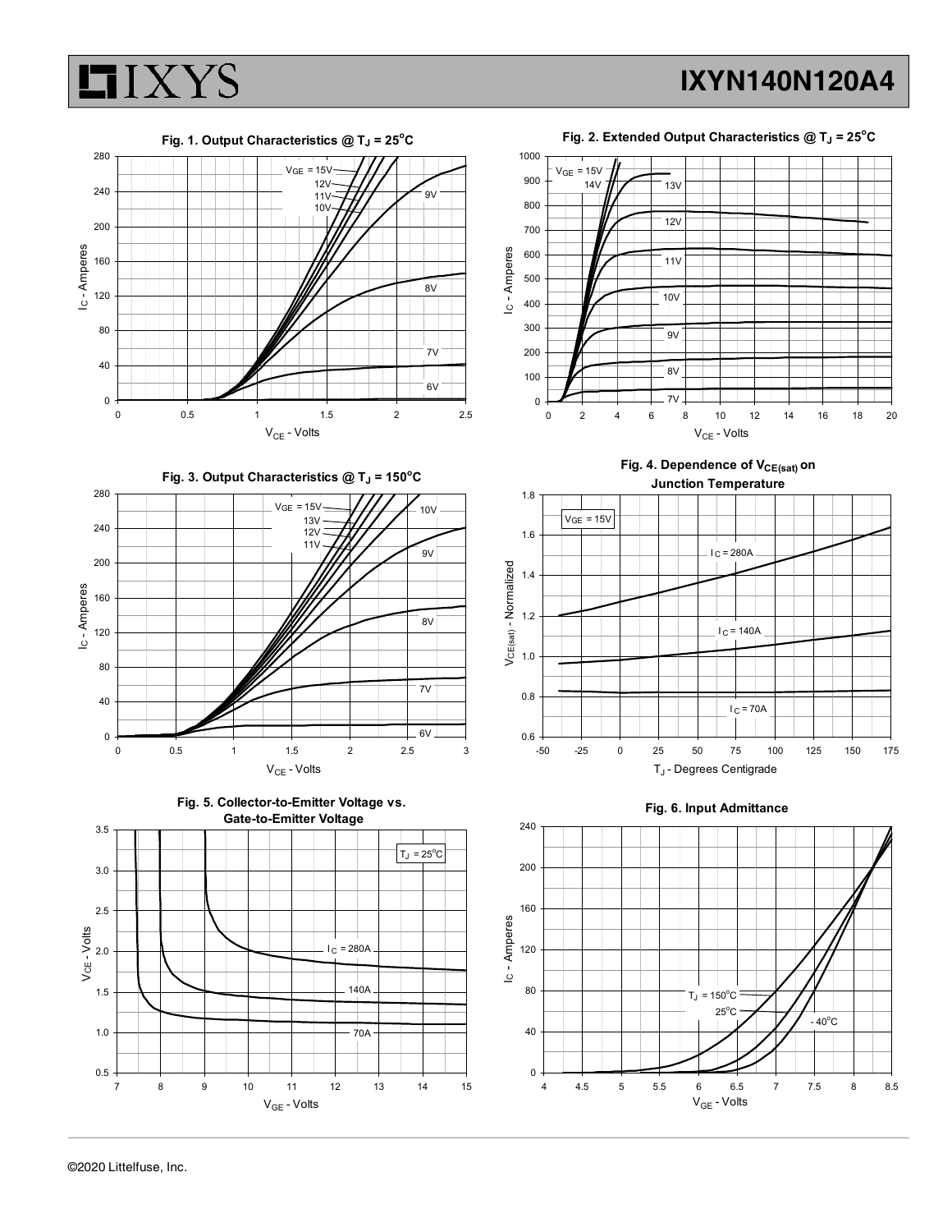Fig. 1. Output Characteristics @ $T_J = 25^oC$

Fig. 2. Extended Output Characteristics @ $T_J = 25^oC$

Fig. 3. Output Characteristics @ $T_J = 150^oC$

Fig. 4. Dependence of $V_{CE(sat)}$ on Junction Temperature

Fig. 5. Collector-to-Emitter Voltage vs. Gate-to-Emitter Voltage

Fig. 6. Input Admittance

©2020 Littelfuse, Inc.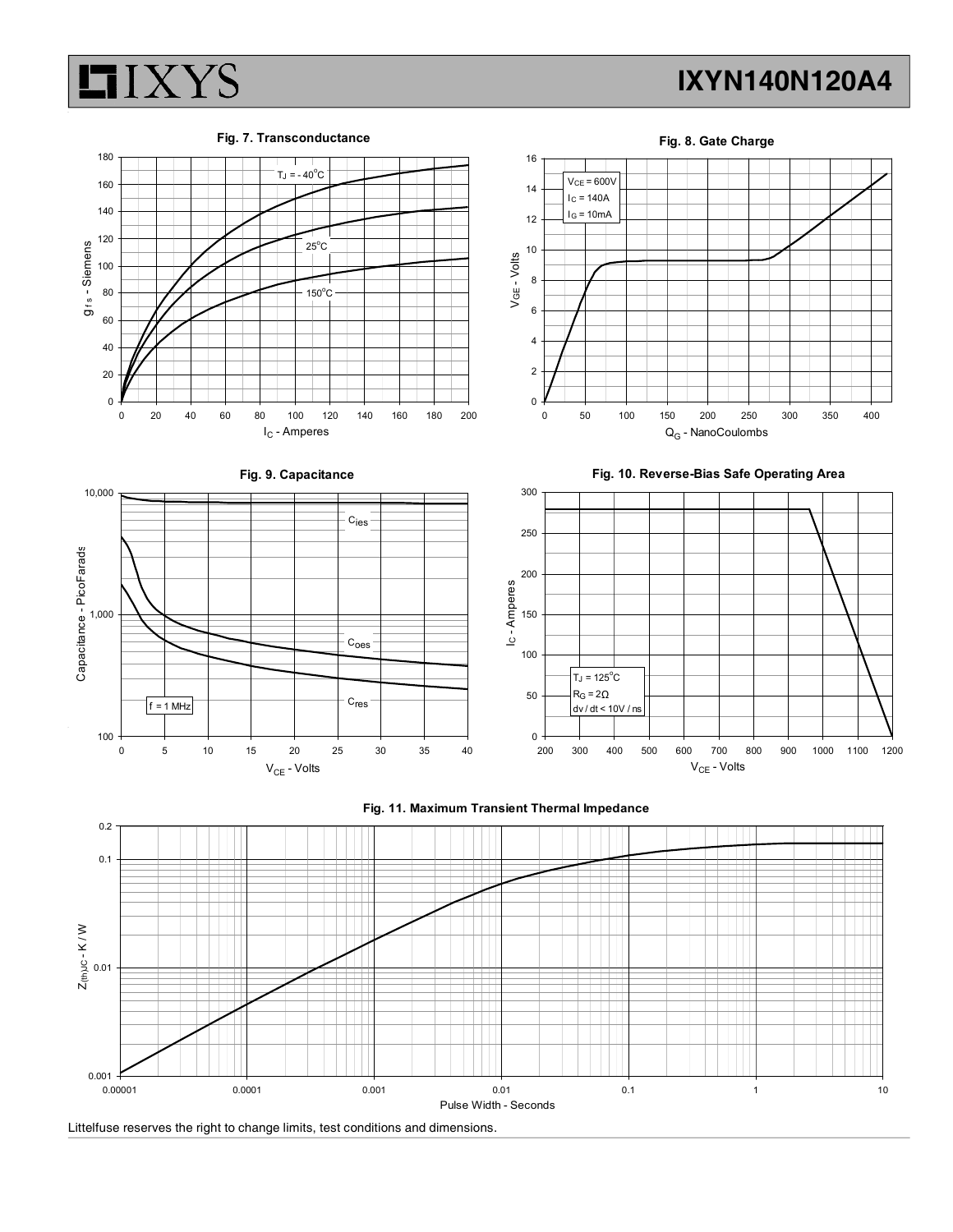**Fig. 7. Transconductance**

$T_J$ = - 40°C

25°C

150°C

$g_{fs}$ - Siemens

$I_C$ - Amperes

**Fig. 8. Gate Charge**

$V_{CE}$ = 600V
$I_C$ = 140A
$I_G$ = 10mA

$V_{GE}$ - Volts

$Q_G$ - NanoCoulombs

**Fig. 9. Capacitance**

$C_{ies}$

$C_{oes}$

$C_{res}$

f = 1 MHz

Capacitance - PicoFarads

$V_{CE}$ - Volts

**Fig. 10. Reverse-Bias Safe Operating Area**

$T_J$ = 125°C
$R_G$ = 2Ω
dv / dt < 10V / ns

$I_C$ - Amperes

$V_{CE}$ - Volts

**Fig. 11. Maximum Transient Thermal Impedance**

$Z_{(th)JC}$ - K / W

Pulse Width - Seconds

Littelfuse reserves the right to change limits, test conditions and dimensions.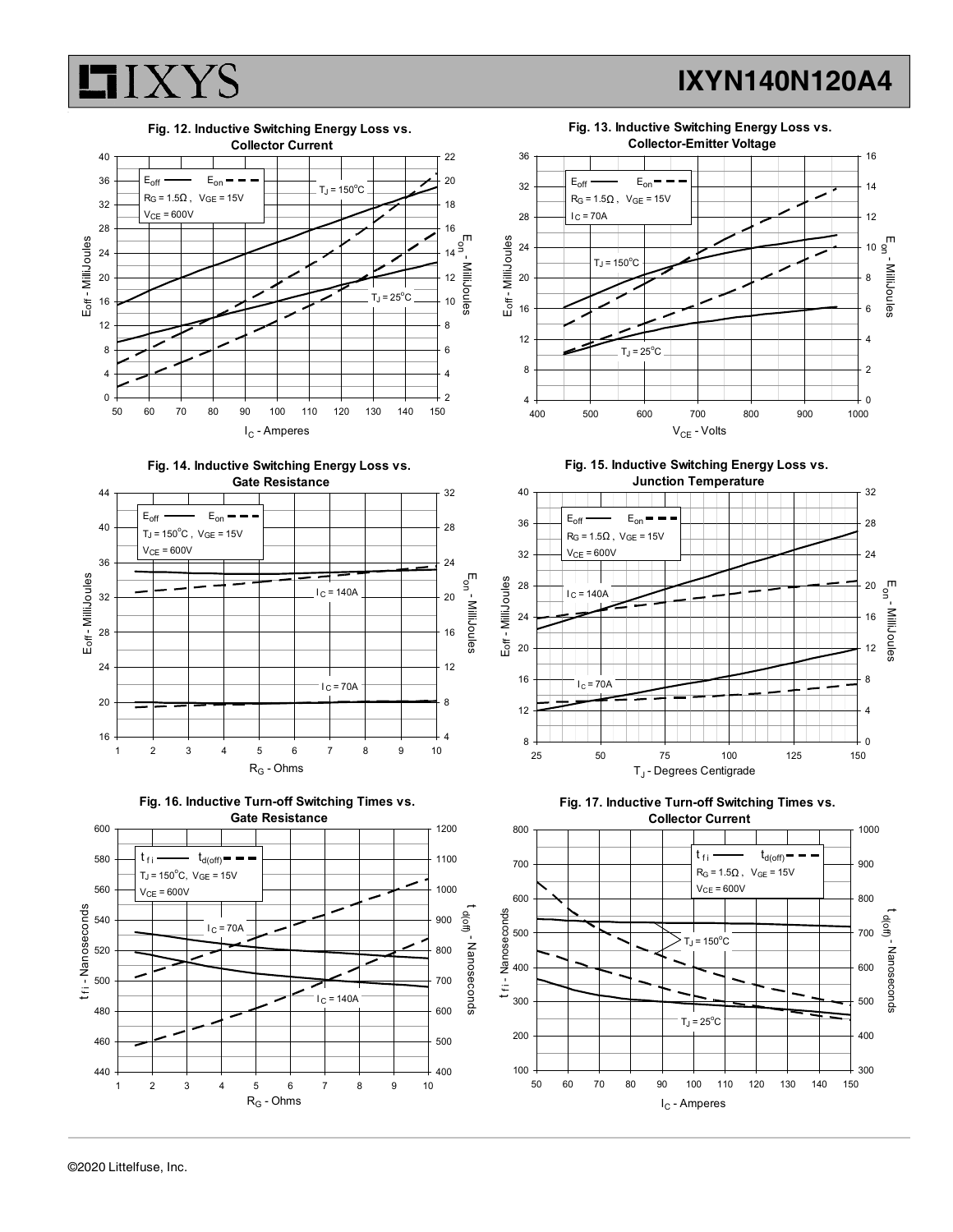Fig. 12. Inductive Switching Energy Loss vs. Collector Current

Fig. 13. Inductive Switching Energy Loss vs. Collector-Emitter Voltage

Fig. 14. Inductive Switching Energy Loss vs. Gate Resistance

Fig. 15. Inductive Switching Energy Loss vs. Junction Temperature

Fig. 16. Inductive Turn-off Switching Times vs. Gate Resistance

Fig. 17. Inductive Turn-off Switching Times vs. Collector Current

©2020 Littelfuse, Inc.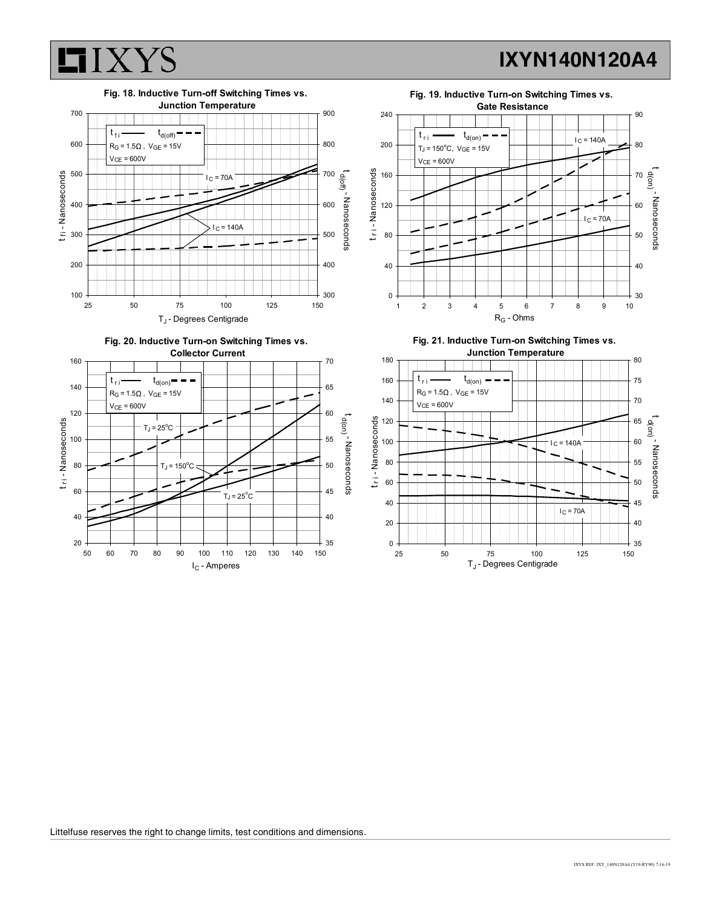**Fig. 18. Inductive Turn-off Switching Times vs. Junction Temperature**

$t_{fi}$ ——— $t_{d(off)}$ - - - -

$R_G = 1.5\Omega$ , $V_{GE} = 15V$

$V_{CE} = 600V$

$I_C = 70A$

$I_C = 140A$

$t_{fi}$ - Nanoseconds

$t_{d(off)}$ - Nanoseconds

$T_J$ - Degrees Centigrade

**Fig. 19. Inductive Turn-on Switching Times vs. Gate Resistance**

$t_{ri}$ ——— $t_{d(on)}$ - - - -

$T_J = 150^oC$, $V_{GE} = 15V$

$V_{CE} = 600V$

$I_C = 140A$

$I_C = 70A$

$t_{ri}$ - Nanoseconds

$t_{d(on)}$ - Nanoseconds

$R_G$ - Ohms

**Fig. 20. Inductive Turn-on Switching Times vs. Collector Current**

$t_{ri}$ ——— $t_{d(on)}$ - - - -

$R_G = 1.5\Omega$ , $V_{GE} = 15V$

$V_{CE} = 600V$

$T_J = 25^oC$

$T_J = 150^oC$

$T_J = 25^oC$

$t_{ri}$ - Nanoseconds

$t_{d(on)}$ - Nanoseconds

$I_C$ - Amperes

**Fig. 21. Inductive Turn-on Switching Times vs. Junction Temperature**

$t_{ri}$ ——— $t_{d(on)}$ - - - -

$R_G = 1.5\Omega$ , $V_{GE} = 15V$

$V_{CE} = 600V$

$I_C = 140A$

$I_C = 70A$

$t_{ri}$ - Nanoseconds

$t_{d(on)}$ - Nanoseconds

$T_J$ - Degrees Centigrade

Littelfuse reserves the right to change limits, test conditions and dimensions.

IXYS REF: IXY_140N120A4 (Y19-RY90) 7-16-19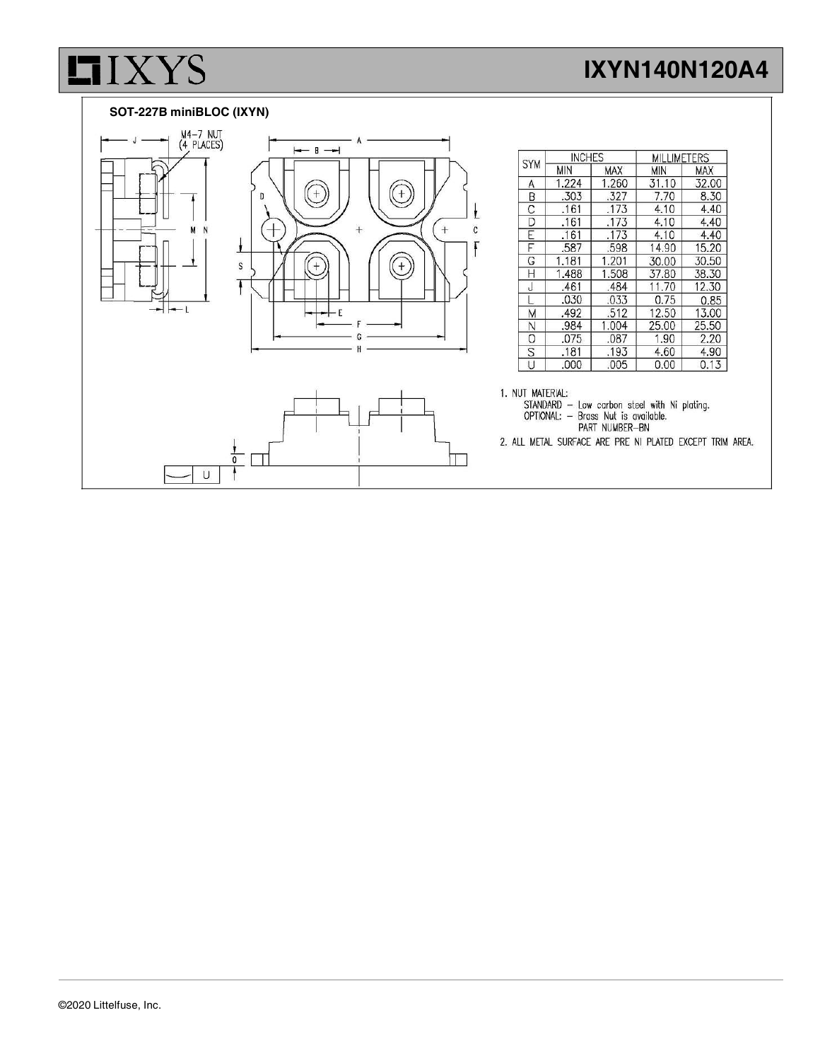## SOT-227B miniBLOC (IXYN)

M4-7 NUT (4 PLACES)

| SYM | INCHES | | MILLIMETERS | |
|---|---|---|---|---|
| | MIN | MAX | MIN | MAX |
| A | 1.224 | 1.260 | 31.10 | 32.00 |
| B | .303 | .327 | 7.70 | 8.30 |
| C | .161 | .173 | 4.10 | 4.40 |
| D | .161 | .173 | 4.10 | 4.40 |
| E | .161 | .173 | 4.10 | 4.40 |
| F | .587 | .598 | 14.90 | 15.20 |
| G | 1.181 | 1.201 | 30.00 | 30.50 |
| H | 1.488 | 1.508 | 37.80 | 38.30 |
| J | .461 | .484 | 11.70 | 12.30 |
| L | .030 | .033 | 0.75 | 0.85 |
| M | .492 | .512 | 12.50 | 13.00 |
| N | .984 | 1.004 | 25.00 | 25.50 |
| O | .075 | .087 | 1.90 | 2.20 |
| S | .181 | .193 | 4.60 | 4.90 |
| U | .000 | .005 | 0.00 | 0.13 |

1. NUT MATERIAL:
   STANDARD – Low carbon steel with Ni plating.
   OPTIONAL: – Brass Nut is available.
   PART NUMBER–BN
2. ALL METAL SURFACE ARE PRE NI PLATED EXCEPT TRIM AREA.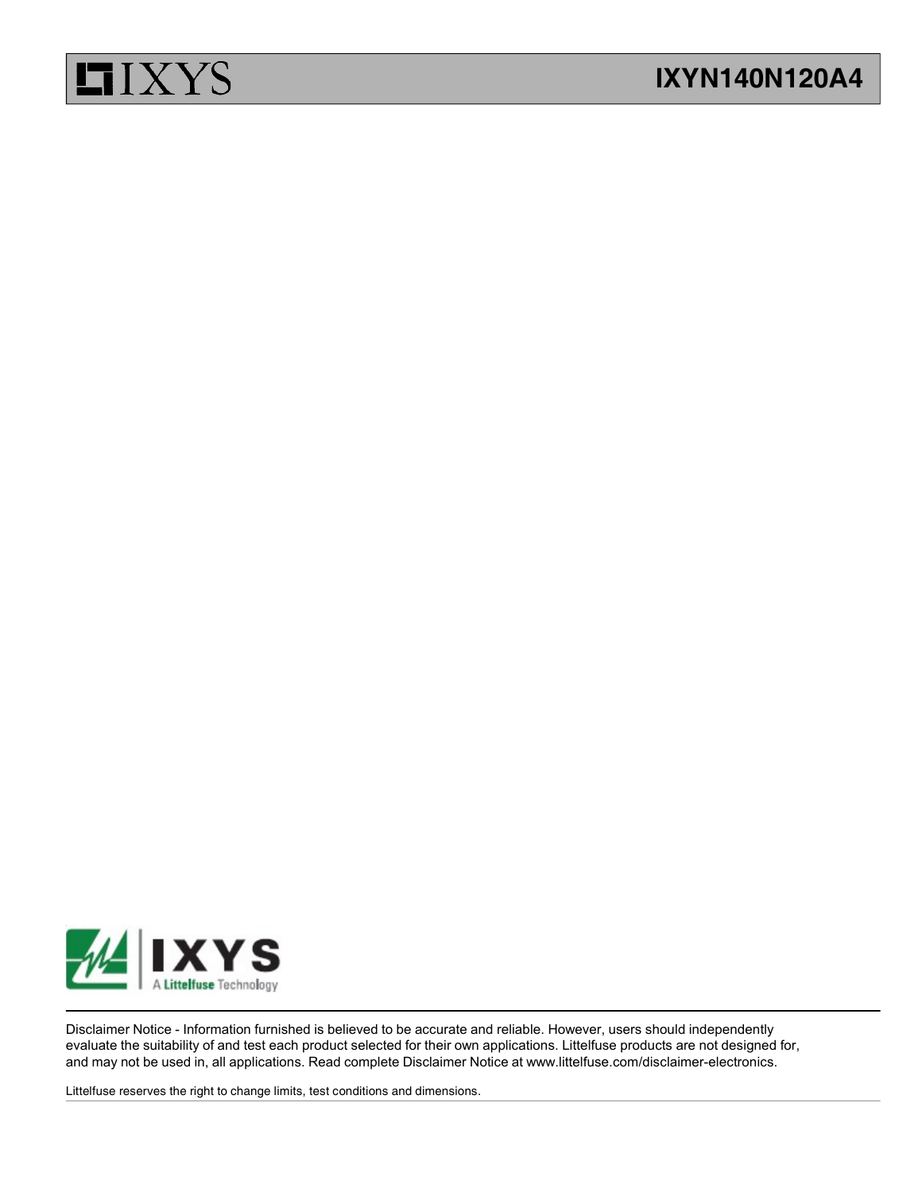Disclaimer Notice - Information furnished is believed to be accurate and reliable. However, users should independently evaluate the suitability of and test each product selected for their own applications. Littelfuse products are not designed for, and may not be used in, all applications. Read complete Disclaimer Notice at www.littelfuse.com/disclaimer-electronics.

Littelfuse reserves the right to change limits, test conditions and dimensions.